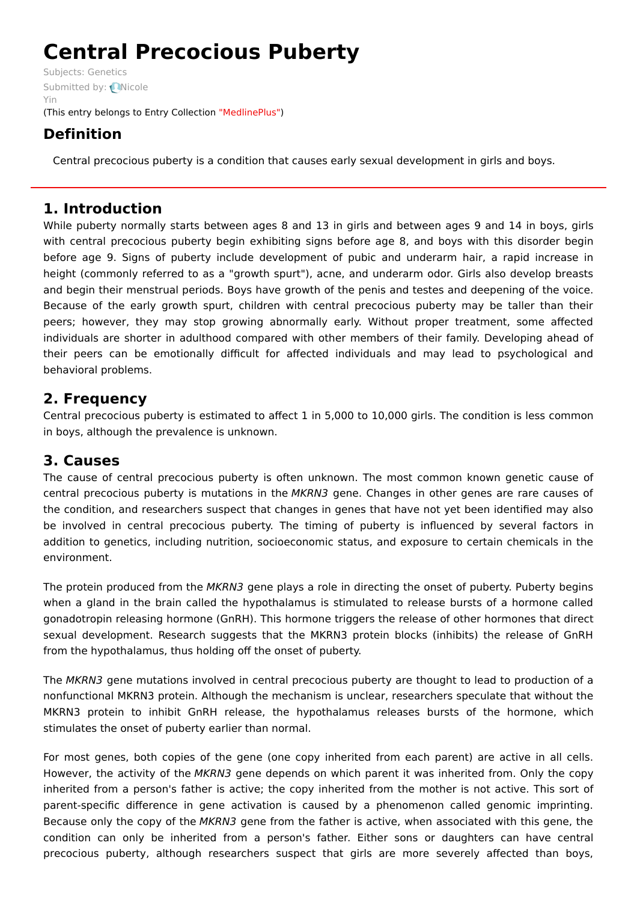# Central Precocious Puberty

Subjects: Genetics

Submitted by: Nicole Yin

(This entry belongs to Entry Collection "MedlinePlus")

## Definition

Central precocious puberty is a condition that causes early sexual development in girls and boys.

## 1. Introduction

While puberty normally starts between ages 8 and 13 in girls and between ages 9 and 14 in boys, girls with central precocious puberty begin exhibiting signs before age 8, and boys with this disorder begin before age 9. Signs of puberty include development of pubic and underarm hair, a rapid increase in height (commonly referred to as a "growth spurt"), acne, and underarm odor. Girls also develop breasts and begin their menstrual periods. Boys have growth of the penis and testes and deepening of the voice. Because of the early growth spurt, children with central precocious puberty may be taller than their peers; however, they may stop growing abnormally early. Without proper treatment, some affected individuals are shorter in adulthood compared with other members of their family. Developing ahead of their peers can be emotionally difficult for affected individuals and may lead to psychological and behavioral problems.

## 2. Frequency

Central precocious puberty is estimated to affect 1 in 5,000 to 10,000 girls. The condition is less common in boys, although the prevalence is unknown.

## 3. Causes

The cause of central precocious puberty is often unknown. The most common known genetic cause of central precocious puberty is mutations in the *MKRN3* gene. Changes in other genes are rare causes of the condition, and researchers suspect that changes in genes that have not yet been identified may also be involved in central precocious puberty. The timing of puberty is influenced by several factors in addition to genetics, including nutrition, socioeconomic status, and exposure to certain chemicals in the environment.

The protein produced from the *MKRN3* gene plays a role in directing the onset of puberty. Puberty begins when a gland in the brain called the hypothalamus is stimulated to release bursts of a hormone called gonadotropin releasing hormone (GnRH). This hormone triggers the release of other hormones that direct sexual development. Research suggests that the MKRN3 protein blocks (inhibits) the release of GnRH from the hypothalamus, thus holding off the onset of puberty.

The *MKRN3* gene mutations involved in central precocious puberty are thought to lead to production of a nonfunctional MKRN3 protein. Although the mechanism is unclear, researchers speculate that without the MKRN3 protein to inhibit GnRH release, the hypothalamus releases bursts of the hormone, which stimulates the onset of puberty earlier than normal.

For most genes, both copies of the gene (one copy inherited from each parent) are active in all cells. However, the activity of the *MKRN3* gene depends on which parent it was inherited from. Only the copy inherited from a person's father is active; the copy inherited from the mother is not active. This sort of parent-specific difference in gene activation is caused by a phenomenon called genomic imprinting. Because only the copy of the *MKRN3* gene from the father is active, when associated with this gene, the condition can only be inherited from a person's father. Either sons or daughters can have central precocious puberty, although researchers suspect that girls are more severely affected than boys,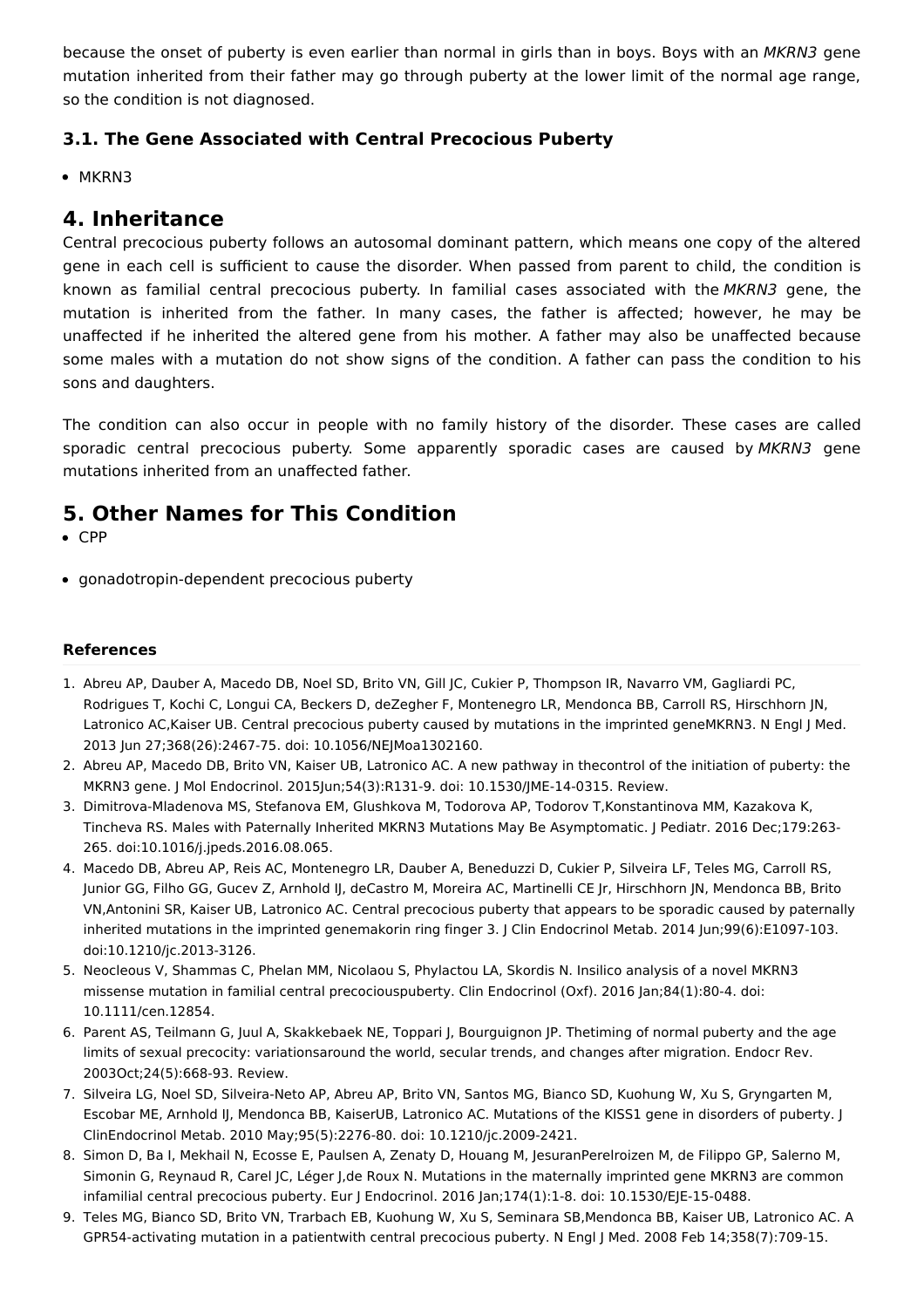because the onset of puberty is even earlier than normal in girls than in boys. Boys with an *MKRN3* gene mutation inherited from their father may go through puberty at the lower limit of the normal age range, so the condition is not diagnosed.

### 3.1. The Gene Associated with Central Precocious Puberty

- MKRN3

## 4. Inheritance

Central precocious puberty follows an autosomal dominant pattern, which means one copy of the altered gene in each cell is sufficient to cause the disorder. When passed from parent to child, the condition is known as familial central precocious puberty. In familial cases associated with the *MKRN3* gene, the mutation is inherited from the father. In many cases, the father is affected; however, he may be unaffected if he inherited the altered gene from his mother. A father may also be unaffected because some males with a mutation do not show signs of the condition. A father can pass the condition to his sons and daughters.

The condition can also occur in people with no family history of the disorder. These cases are called sporadic central precocious puberty. Some apparently sporadic cases are caused by *MKRN3* gene mutations inherited from an unaffected father.

## 5. Other Names for This Condition

- CPP
- gonadotropin-dependent precocious puberty

#### References

1. Abreu AP, Dauber A, Macedo DB, Noel SD, Brito VN, Gill JC, Cukier P, Thompson IR, Navarro VM, Gagliardi PC, Rodrigues T, Kochi C, Longui CA, Beckers D, deZegher F, Montenegro LR, Mendonca BB, Carroll RS, Hirschhorn JN, Latronico AC,Kaiser UB. Central precocious puberty caused by mutations in the imprinted geneMKRN3. N Engl J Med. 2013 Jun 27;368(26):2467-75. doi: 10.1056/NEJMoa1302160.
2. Abreu AP, Macedo DB, Brito VN, Kaiser UB, Latronico AC. A new pathway in thecontrol of the initiation of puberty: the MKRN3 gene. J Mol Endocrinol. 2015Jun;54(3):R131-9. doi: 10.1530/JME-14-0315. Review.
3. Dimitrova-Mladenova MS, Stefanova EM, Glushkova M, Todorova AP, Todorov T,Konstantinova MM, Kazakova K, Tincheva RS. Males with Paternally Inherited MKRN3 Mutations May Be Asymptomatic. J Pediatr. 2016 Dec;179:263-265. doi:10.1016/j.jpeds.2016.08.065.
4. Macedo DB, Abreu AP, Reis AC, Montenegro LR, Dauber A, Beneduzzi D, Cukier P, Silveira LF, Teles MG, Carroll RS, Junior GG, Filho GG, Gucev Z, Arnhold IJ, deCastro M, Moreira AC, Martinelli CE Jr, Hirschhorn JN, Mendonca BB, Brito VN,Antonini SR, Kaiser UB, Latronico AC. Central precocious puberty that appears to be sporadic caused by paternally inherited mutations in the imprinted genemakorin ring finger 3. J Clin Endocrinol Metab. 2014 Jun;99(6):E1097-103. doi:10.1210/jc.2013-3126.
5. Neocleous V, Shammas C, Phelan MM, Nicolaou S, Phylactou LA, Skordis N. Insilico analysis of a novel MKRN3 missense mutation in familial central precociouspuberty. Clin Endocrinol (Oxf). 2016 Jan;84(1):80-4. doi: 10.1111/cen.12854.
6. Parent AS, Teilmann G, Juul A, Skakkebaek NE, Toppari J, Bourguignon JP. Thetiming of normal puberty and the age limits of sexual precocity: variationsaround the world, secular trends, and changes after migration. Endocr Rev. 2003Oct;24(5):668-93. Review.
7. Silveira LG, Noel SD, Silveira-Neto AP, Abreu AP, Brito VN, Santos MG, Bianco SD, Kuohung W, Xu S, Gryngarten M, Escobar ME, Arnhold IJ, Mendonca BB, KaiserUB, Latronico AC. Mutations of the KISS1 gene in disorders of puberty. J ClinEndocrinol Metab. 2010 May;95(5):2276-80. doi: 10.1210/jc.2009-2421.
8. Simon D, Ba I, Mekhail N, Ecosse E, Paulsen A, Zenaty D, Houang M, JesuranPerelroizen M, de Filippo GP, Salerno M, Simonin G, Reynaud R, Carel JC, Léger J,de Roux N. Mutations in the maternally imprinted gene MKRN3 are common infamilial central precocious puberty. Eur J Endocrinol. 2016 Jan;174(1):1-8. doi: 10.1530/EJE-15-0488.
9. Teles MG, Bianco SD, Brito VN, Trarbach EB, Kuohung W, Xu S, Seminara SB,Mendonca BB, Kaiser UB, Latronico AC. A GPR54-activating mutation in a patientwith central precocious puberty. N Engl J Med. 2008 Feb 14;358(7):709-15.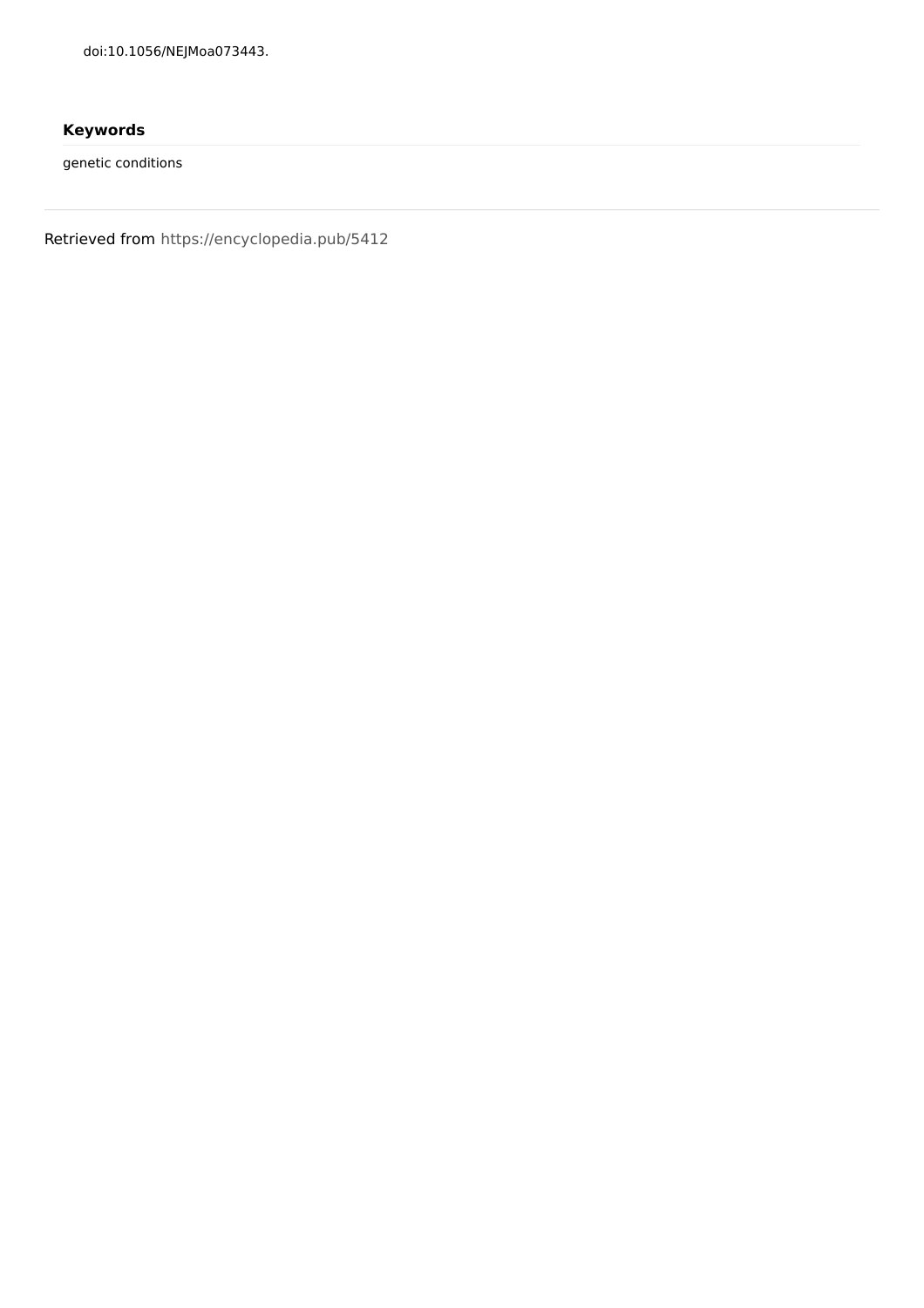doi:10.1056/NEJMoa073443.

**Keywords**

genetic conditions

Retrieved from https://encyclopedia.pub/5412